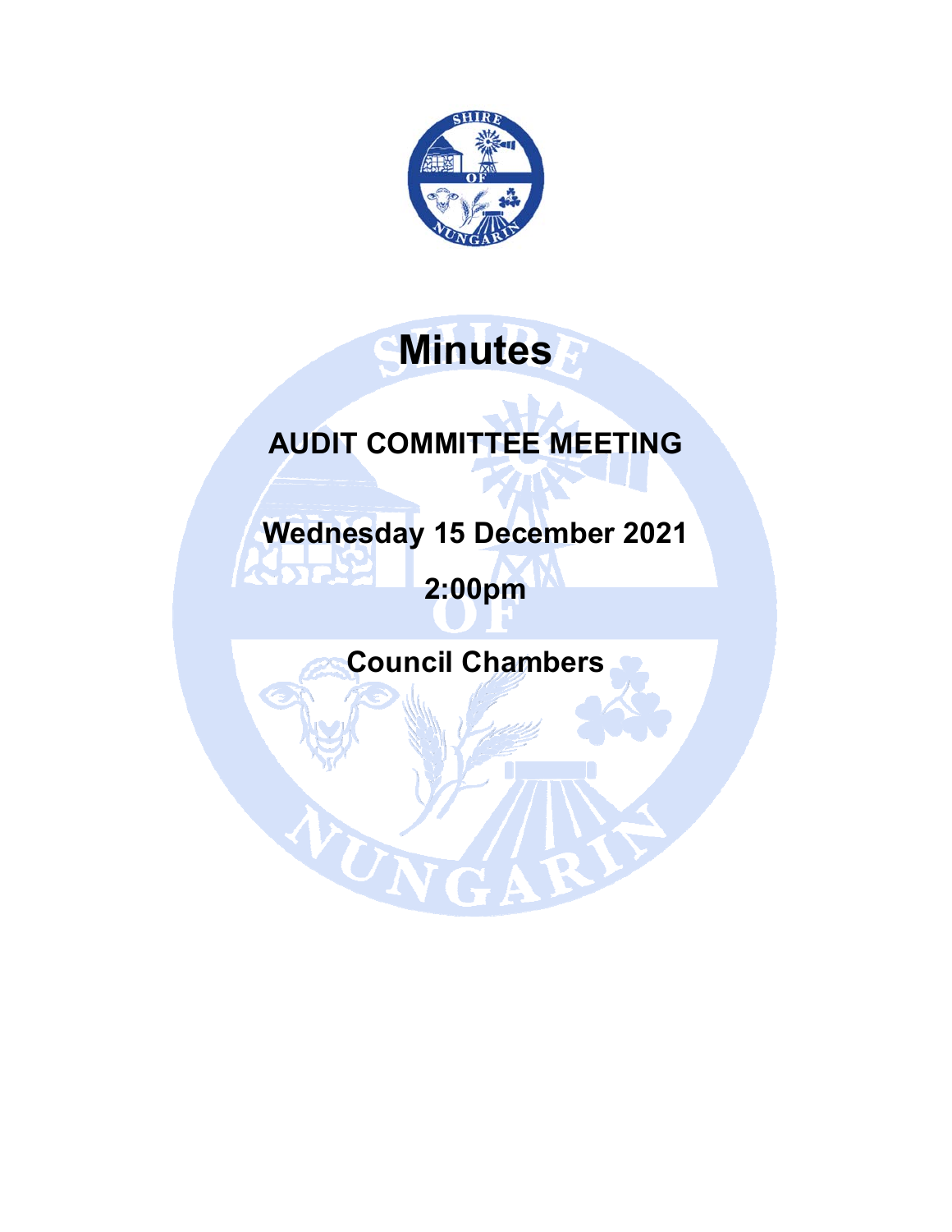# Minutes

## AUDIT COMMITTEE MEETING

## Wednesday 15 December 2021

## 2:00pm

## Council Chambers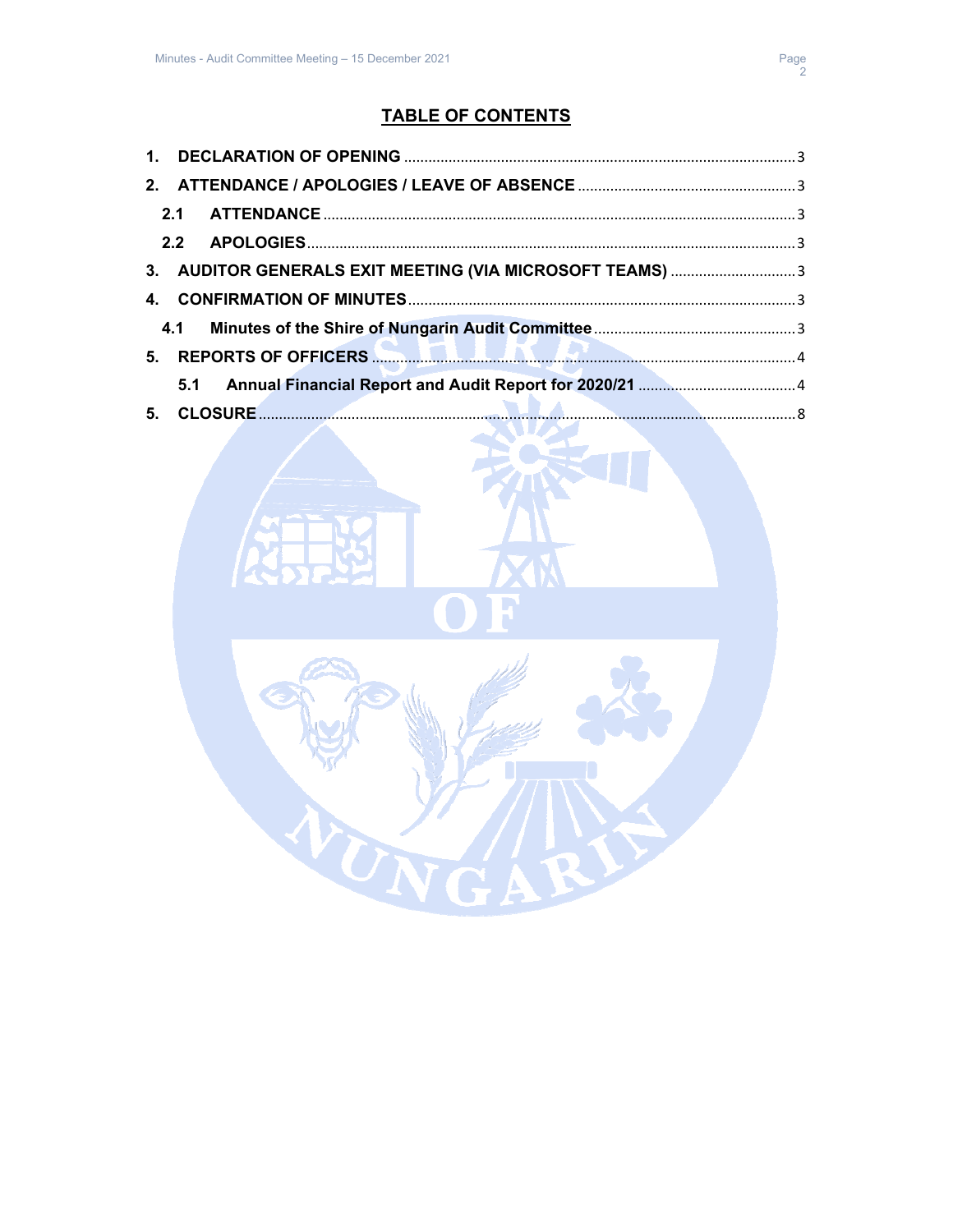## TABLE OF CONTENTS

1. **DECLARATION OF OPENING** ........ 3
2. **ATTENDANCE / APOLOGIES / LEAVE OF ABSENCE** ........ 3
   - **2.1 ATTENDANCE** ........ 3
   - **2.2 APOLOGIES** ........ 3
3. **AUDITOR GENERALS EXIT MEETING (VIA MICROSOFT TEAMS)** ........ 3
4. **CONFIRMATION OF MINUTES** ........ 3
   - **4.1 Minutes of the Shire of Nungarin Audit Committee** ........ 3
5. **REPORTS OF OFFICERS** ........ 4
   - **5.1 Annual Financial Report and Audit Report for 2020/21** ........ 4

**5. CLOSURE** ........ 8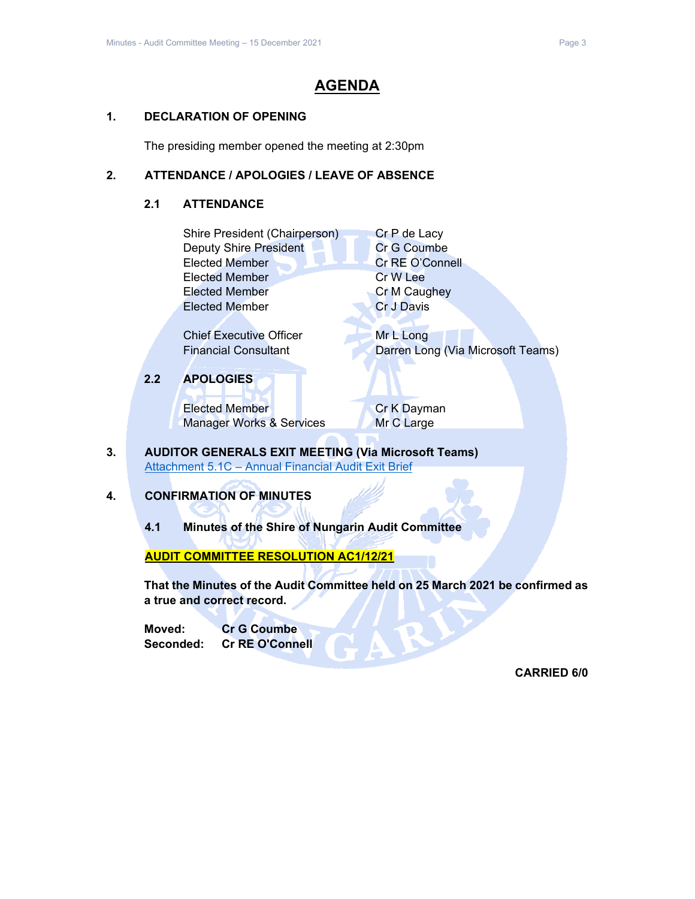# AGENDA

## 1. DECLARATION OF OPENING

The presiding member opened the meeting at 2:30pm

## 2. ATTENDANCE / APOLOGIES / LEAVE OF ABSENCE

### 2.1 ATTENDANCE

| | |
|---|---|
| Shire President (Chairperson) | Cr P de Lacy |
| Deputy Shire President | Cr G Coumbe |
| Elected Member | Cr RE O'Connell |
| Elected Member | Cr W Lee |
| Elected Member | Cr M Caughey |
| Elected Member | Cr J Davis |
| Chief Executive Officer | Mr L Long |
| Financial Consultant | Darren Long (Via Microsoft Teams) |

### 2.2 APOLOGIES

| | |
|---|---|
| Elected Member | Cr K Dayman |
| Manager Works & Services | Mr C Large |

## 3. AUDITOR GENERALS EXIT MEETING (Via Microsoft Teams)

Attachment 5.1C – Annual Financial Audit Exit Brief

## 4. CONFIRMATION OF MINUTES

### 4.1 Minutes of the Shire of Nungarin Audit Committee

**AUDIT COMMITTEE RESOLUTION AC1/12/21**

**That the Minutes of the Audit Committee held on 25 March 2021 be confirmed as a true and correct record.**

**Moved:** Cr G Coumbe
**Seconded:** Cr RE O'Connell

**CARRIED 6/0**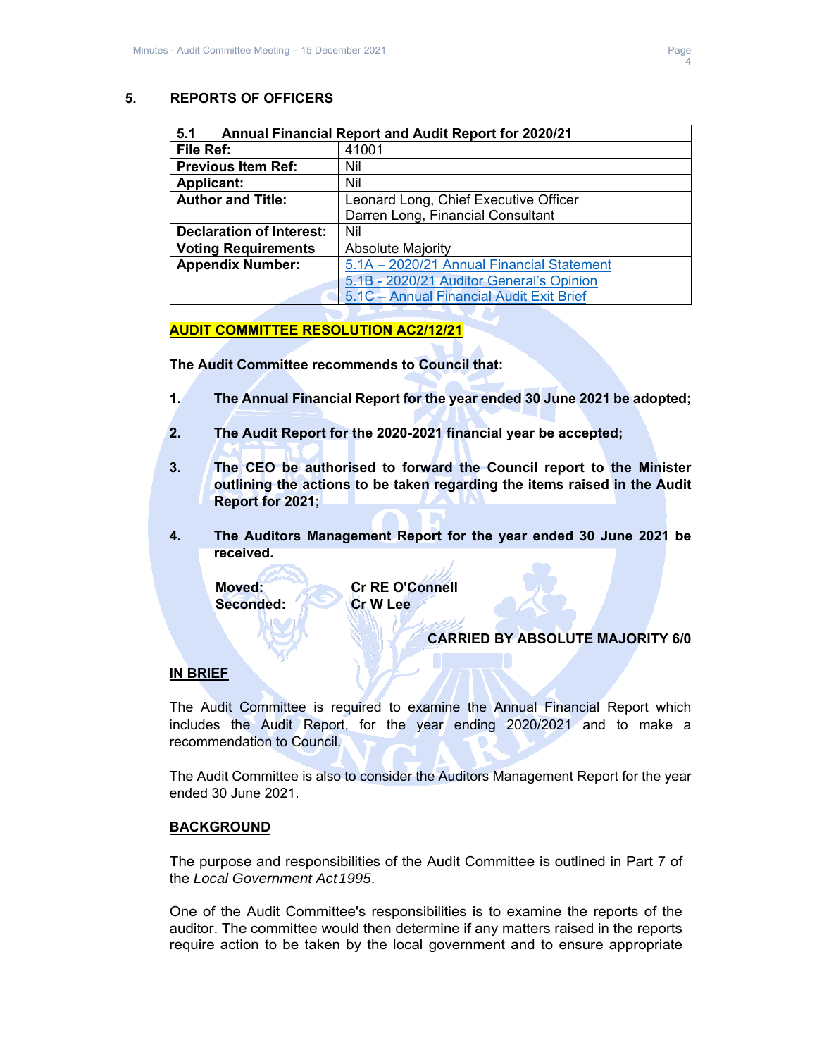## 5. REPORTS OF OFFICERS

| 5.1 Annual Financial Report and Audit Report for 2020/21 | |
|---|---|
| **File Ref:** | 41001 |
| **Previous Item Ref:** | Nil |
| **Applicant:** | Nil |
| **Author and Title:** | Leonard Long, Chief Executive Officer<br>Darren Long, Financial Consultant |
| **Declaration of Interest:** | Nil |
| **Voting Requirements** | Absolute Majority |
| **Appendix Number:** | 5.1A – 2020/21 Annual Financial Statement<br>5.1B - 2020/21 Auditor General's Opinion<br>5.1C – Annual Financial Audit Exit Brief |

**AUDIT COMMITTEE RESOLUTION AC2/12/21**

**The Audit Committee recommends to Council that:**

1. **The Annual Financial Report for the year ended 30 June 2021 be adopted;**

2. **The Audit Report for the 2020-2021 financial year be accepted;**

3. **The CEO be authorised to forward the Council report to the Minister outlining the actions to be taken regarding the items raised in the Audit Report for 2021;**

4. **The Auditors Management Report for the year ended 30 June 2021 be received.**

**Moved:** **Cr RE O'Connell**
**Seconded:** **Cr W Lee**

**CARRIED BY ABSOLUTE MAJORITY 6/0**

**IN BRIEF**

The Audit Committee is required to examine the Annual Financial Report which includes the Audit Report, for the year ending 2020/2021 and to make a recommendation to Council.

The Audit Committee is also to consider the Auditors Management Report for the year ended 30 June 2021.

**BACKGROUND**

The purpose and responsibilities of the Audit Committee is outlined in Part 7 of the *Local Government Act 1995*.

One of the Audit Committee's responsibilities is to examine the reports of the auditor. The committee would then determine if any matters raised in the reports require action to be taken by the local government and to ensure appropriate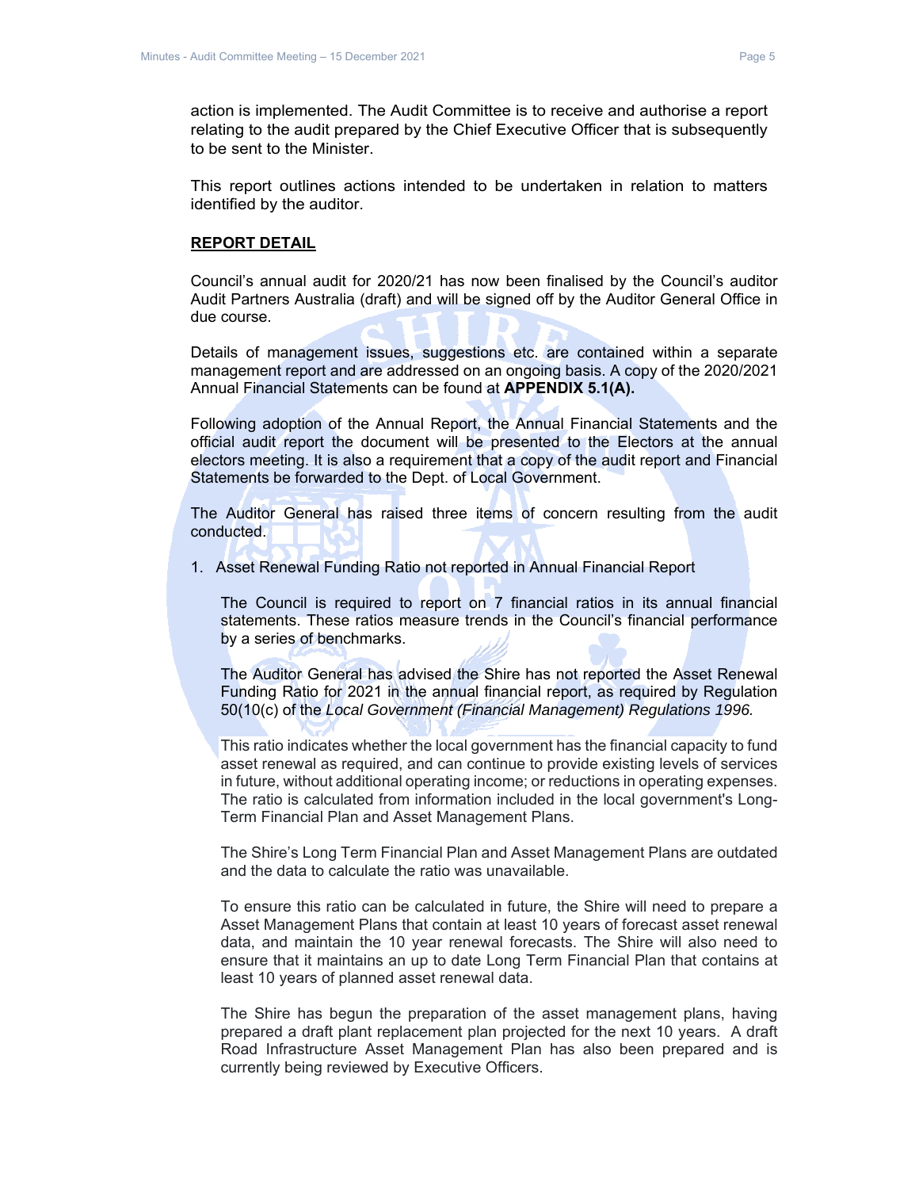action is implemented. The Audit Committee is to receive and authorise a report relating to the audit prepared by the Chief Executive Officer that is subsequently to be sent to the Minister.

This report outlines actions intended to be undertaken in relation to matters identified by the auditor.

## REPORT DETAIL

Council's annual audit for 2020/21 has now been finalised by the Council's auditor Audit Partners Australia (draft) and will be signed off by the Auditor General Office in due course.

Details of management issues, suggestions etc. are contained within a separate management report and are addressed on an ongoing basis. A copy of the 2020/2021 Annual Financial Statements can be found at **APPENDIX 5.1(A).**

Following adoption of the Annual Report, the Annual Financial Statements and the official audit report the document will be presented to the Electors at the annual electors meeting. It is also a requirement that a copy of the audit report and Financial Statements be forwarded to the Dept. of Local Government.

The Auditor General has raised three items of concern resulting from the audit conducted.

1. Asset Renewal Funding Ratio not reported in Annual Financial Report

   The Council is required to report on 7 financial ratios in its annual financial statements. These ratios measure trends in the Council's financial performance by a series of benchmarks.

   The Auditor General has advised the Shire has not reported the Asset Renewal Funding Ratio for 2021 in the annual financial report, as required by Regulation 50(10(c) of the *Local Government (Financial Management) Regulations 1996.*

   This ratio indicates whether the local government has the financial capacity to fund asset renewal as required, and can continue to provide existing levels of services in future, without additional operating income; or reductions in operating expenses. The ratio is calculated from information included in the local government's Long-Term Financial Plan and Asset Management Plans.

   The Shire's Long Term Financial Plan and Asset Management Plans are outdated and the data to calculate the ratio was unavailable.

   To ensure this ratio can be calculated in future, the Shire will need to prepare a Asset Management Plans that contain at least 10 years of forecast asset renewal data, and maintain the 10 year renewal forecasts. The Shire will also need to ensure that it maintains an up to date Long Term Financial Plan that contains at least 10 years of planned asset renewal data.

   The Shire has begun the preparation of the asset management plans, having prepared a draft plant replacement plan projected for the next 10 years. A draft Road Infrastructure Asset Management Plan has also been prepared and is currently being reviewed by Executive Officers.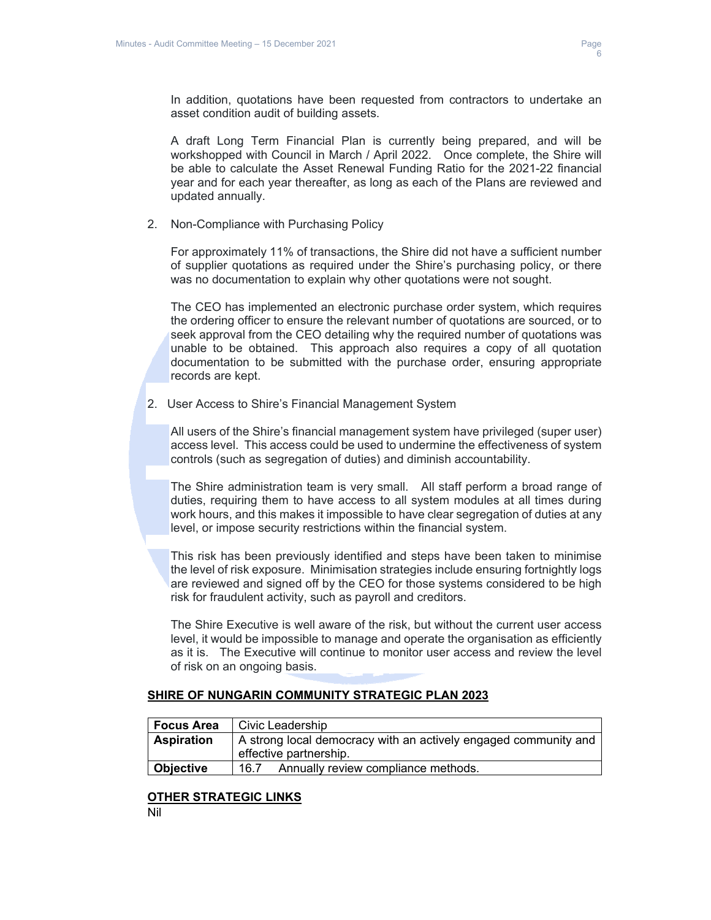In addition, quotations have been requested from contractors to undertake an asset condition audit of building assets.

A draft Long Term Financial Plan is currently being prepared, and will be workshopped with Council in March / April 2022. Once complete, the Shire will be able to calculate the Asset Renewal Funding Ratio for the 2021-22 financial year and for each year thereafter, as long as each of the Plans are reviewed and updated annually.

2. Non-Compliance with Purchasing Policy

   For approximately 11% of transactions, the Shire did not have a sufficient number of supplier quotations as required under the Shire's purchasing policy, or there was no documentation to explain why other quotations were not sought.

   The CEO has implemented an electronic purchase order system, which requires the ordering officer to ensure the relevant number of quotations are sourced, or to seek approval from the CEO detailing why the required number of quotations was unable to be obtained. This approach also requires a copy of all quotation documentation to be submitted with the purchase order, ensuring appropriate records are kept.

2. User Access to Shire's Financial Management System

   All users of the Shire's financial management system have privileged (super user) access level. This access could be used to undermine the effectiveness of system controls (such as segregation of duties) and diminish accountability.

   The Shire administration team is very small. All staff perform a broad range of duties, requiring them to have access to all system modules at all times during work hours, and this makes it impossible to have clear segregation of duties at any level, or impose security restrictions within the financial system.

   This risk has been previously identified and steps have been taken to minimise the level of risk exposure. Minimisation strategies include ensuring fortnightly logs are reviewed and signed off by the CEO for those systems considered to be high risk for fraudulent activity, such as payroll and creditors.

   The Shire Executive is well aware of the risk, but without the current user access level, it would be impossible to manage and operate the organisation as efficiently as it is. The Executive will continue to monitor user access and review the level of risk on an ongoing basis.

## SHIRE OF NUNGARIN COMMUNITY STRATEGIC PLAN 2023

| **Focus Area** | Civic Leadership |
|---|---|
| **Aspiration** | A strong local democracy with an actively engaged community and effective partnership. |
| **Objective** | 16.7 Annually review compliance methods. |

## OTHER STRATEGIC LINKS

Nil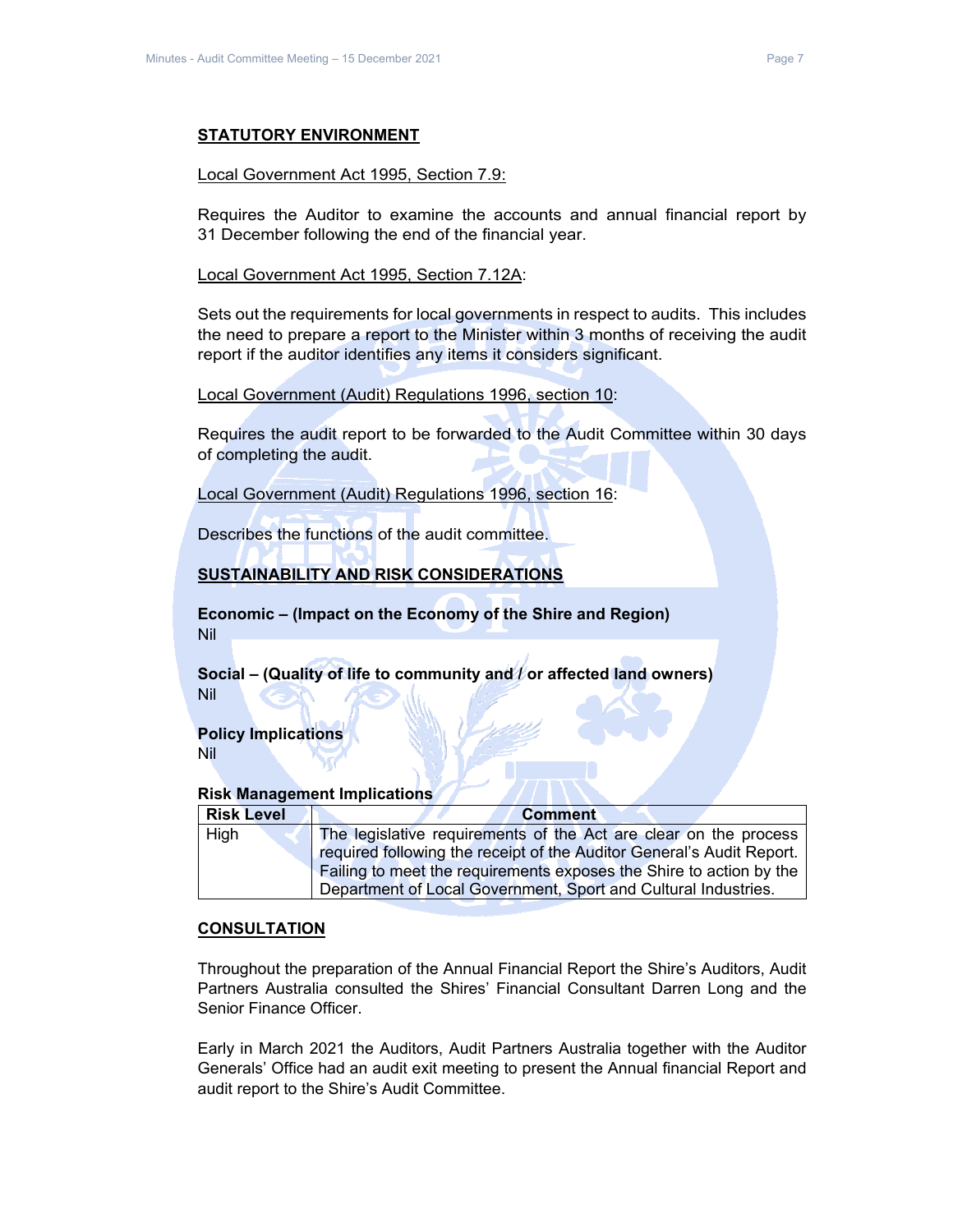**STATUTORY ENVIRONMENT**

Local Government Act 1995, Section 7.9:

Requires the Auditor to examine the accounts and annual financial report by 31 December following the end of the financial year.

Local Government Act 1995, Section 7.12A:

Sets out the requirements for local governments in respect to audits. This includes the need to prepare a report to the Minister within 3 months of receiving the audit report if the auditor identifies any items it considers significant.

Local Government (Audit) Regulations 1996, section 10:

Requires the audit report to be forwarded to the Audit Committee within 30 days of completing the audit.

Local Government (Audit) Regulations 1996, section 16:

Describes the functions of the audit committee.

**SUSTAINABILITY AND RISK CONSIDERATIONS**

**Economic – (Impact on the Economy of the Shire and Region)**
Nil

**Social – (Quality of life to community and / or affected land owners)**
Nil

**Policy Implications**
Nil

**Risk Management Implications**

| Risk Level | Comment |
|---|---|
| High | The legislative requirements of the Act are clear on the process required following the receipt of the Auditor General's Audit Report. Failing to meet the requirements exposes the Shire to action by the Department of Local Government, Sport and Cultural Industries. |

**CONSULTATION**

Throughout the preparation of the Annual Financial Report the Shire's Auditors, Audit Partners Australia consulted the Shires' Financial Consultant Darren Long and the Senior Finance Officer.

Early in March 2021 the Auditors, Audit Partners Australia together with the Auditor Generals' Office had an audit exit meeting to present the Annual financial Report and audit report to the Shire's Audit Committee.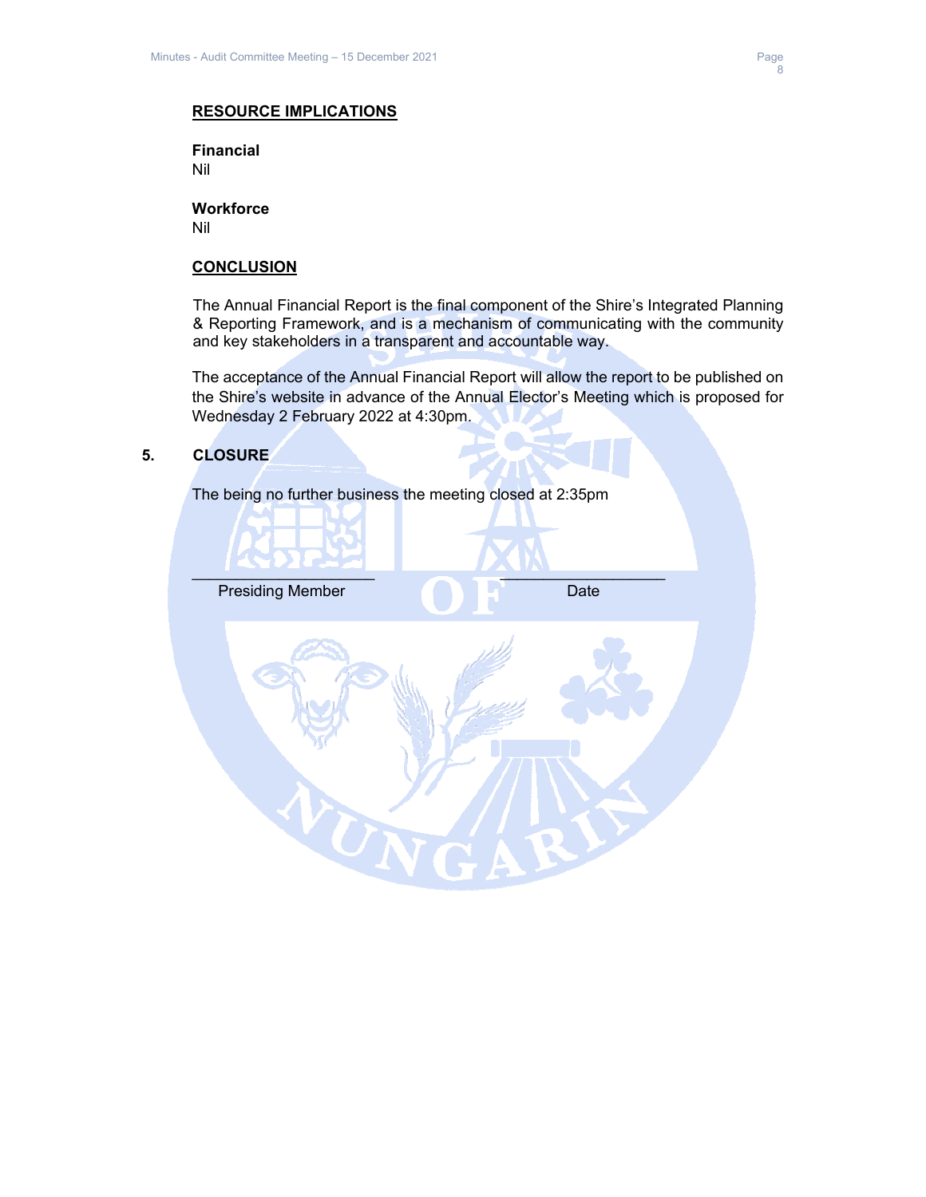**RESOURCE IMPLICATIONS**

**Financial**
Nil

**Workforce**
Nil

**CONCLUSION**

The Annual Financial Report is the final component of the Shire's Integrated Planning & Reporting Framework, and is a mechanism of communicating with the community and key stakeholders in a transparent and accountable way.

The acceptance of the Annual Financial Report will allow the report to be published on the Shire's website in advance of the Annual Elector's Meeting which is proposed for Wednesday 2 February 2022 at 4:30pm.

## 5. CLOSURE

The being no further business the meeting closed at 2:35pm

| | |
|---|---|
| ____________________ | ____________________ |
| Presiding Member | Date |